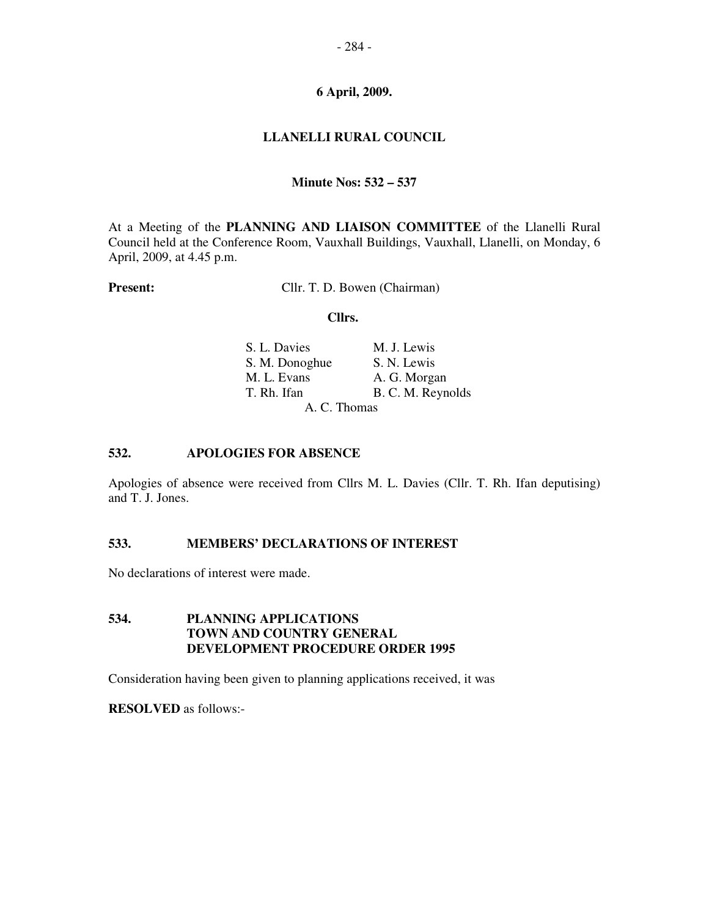**6 April, 2009.**

**LLANELLI RURAL COUNCIL**

**Minute Nos: 532 – 537**

At a Meeting of the **PLANNING AND LIAISON COMMITTEE** of the Llanelli Rural Council held at the Conference Room, Vauxhall Buildings, Vauxhall, Llanelli, on Monday, 6 April, 2009, at 4.45 p.m.

**Present:** Cllr. T. D. Bowen (Chairman)

**Cllrs.**

| | |
|---|---|
| S. L. Davies | M. J. Lewis |
| S. M. Donoghue | S. N. Lewis |
| M. L. Evans | A. G. Morgan |
| T. Rh. Ifan | B. C. M. Reynolds |
| A. C. Thomas | |

## 532. APOLOGIES FOR ABSENCE

Apologies of absence were received from Cllrs M. L. Davies (Cllr. T. Rh. Ifan deputising) and T. J. Jones.

## 533. MEMBERS' DECLARATIONS OF INTEREST

No declarations of interest were made.

## 534. PLANNING APPLICATIONS TOWN AND COUNTRY GENERAL DEVELOPMENT PROCEDURE ORDER 1995

Consideration having been given to planning applications received, it was

**RESOLVED** as follows:-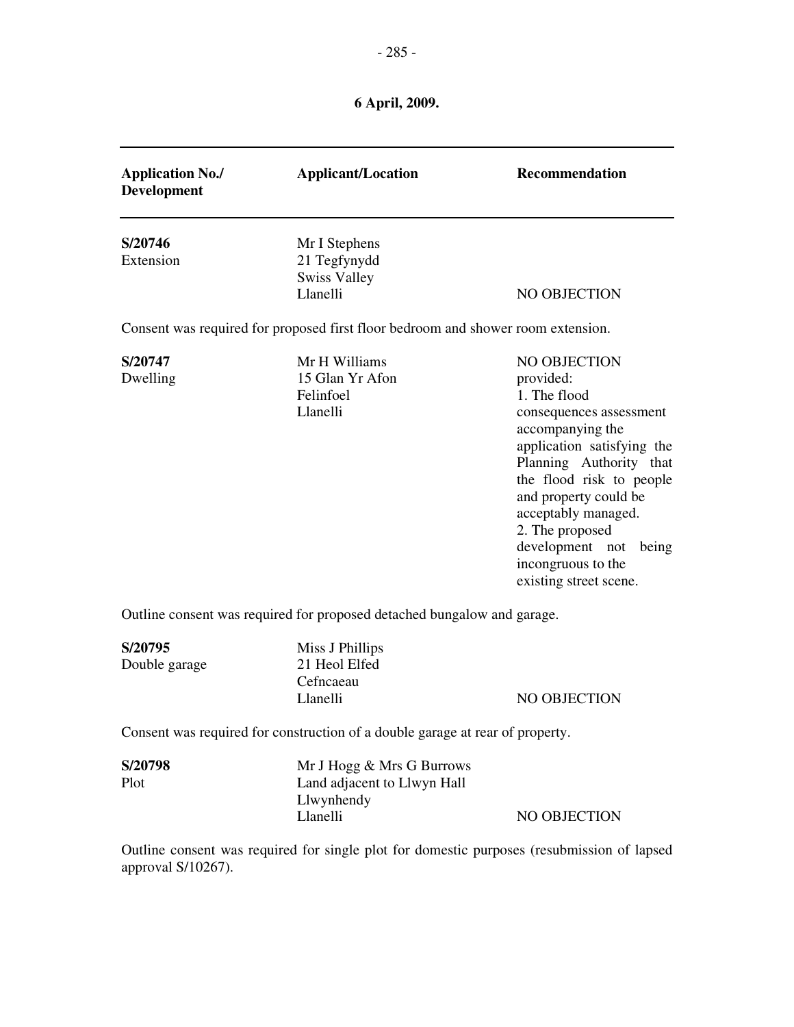**6 April, 2009.**

| Application No./ Development | Applicant/Location | Recommendation |
|---|---|---|
| **S/20746** Extension | Mr I Stephens 21 Tegfynydd Swiss Valley Llanelli | NO OBJECTION |

Consent was required for proposed first floor bedroom and shower room extension.

| Application No./ Development | Applicant/Location | Recommendation |
|---|---|---|
| **S/20747** Dwelling | Mr H Williams 15 Glan Yr Afon Felinfoel Llanelli | NO OBJECTION provided: 1. The flood consequences assessment accompanying the application satisfying the Planning Authority that the flood risk to people and property could be acceptably managed. 2. The proposed development not being incongruous to the existing street scene. |

Outline consent was required for proposed detached bungalow and garage.

| Application No./ Development | Applicant/Location | Recommendation |
|---|---|---|
| **S/20795** Double garage | Miss J Phillips 21 Heol Elfed Cefncaeau Llanelli | NO OBJECTION |

Consent was required for construction of a double garage at rear of property.

| Application No./ Development | Applicant/Location | Recommendation |
|---|---|---|
| **S/20798** Plot | Mr J Hogg & Mrs G Burrows Land adjacent to Llwyn Hall Llwynhendy Llanelli | NO OBJECTION |

Outline consent was required for single plot for domestic purposes (resubmission of lapsed approval S/10267).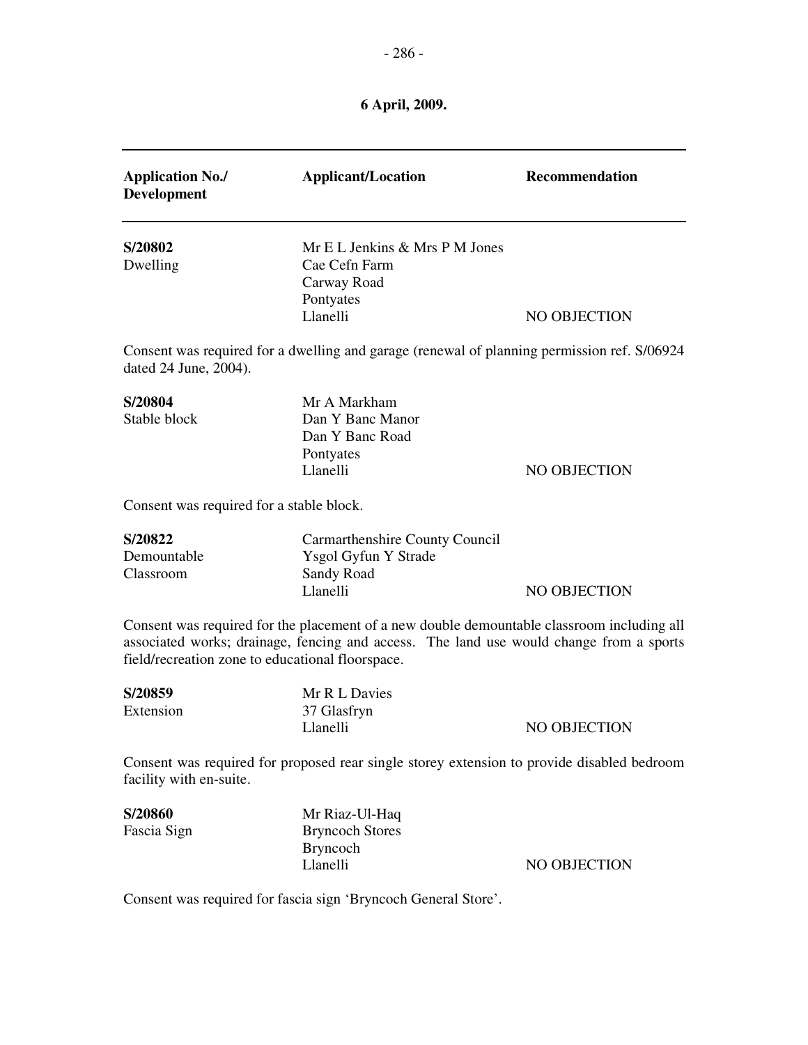**6 April, 2009.**

| **Application No./ Development** | **Applicant/Location** | **Recommendation** |
|---|---|---|
| **S/20802** Dwelling | Mr E L Jenkins & Mrs P M Jones Cae Cefn Farm Carway Road Pontyates Llanelli | NO OBJECTION |

Consent was required for a dwelling and garage (renewal of planning permission ref. S/06924 dated 24 June, 2004).

| | | |
|---|---|---|
| **S/20804** Stable block | Mr A Markham Dan Y Banc Manor Dan Y Banc Road Pontyates Llanelli | NO OBJECTION |

Consent was required for a stable block.

| | | |
|---|---|---|
| **S/20822** Demountable Classroom | Carmarthenshire County Council Ysgol Gyfun Y Strade Sandy Road Llanelli | NO OBJECTION |

Consent was required for the placement of a new double demountable classroom including all associated works; drainage, fencing and access. The land use would change from a sports field/recreation zone to educational floorspace.

| | | |
|---|---|---|
| **S/20859** Extension | Mr R L Davies 37 Glasfryn Llanelli | NO OBJECTION |

Consent was required for proposed rear single storey extension to provide disabled bedroom facility with en-suite.

| | | |
|---|---|---|
| **S/20860** Fascia Sign | Mr Riaz-Ul-Haq Bryncoch Stores Bryncoch Llanelli | NO OBJECTION |

Consent was required for fascia sign 'Bryncoch General Store'.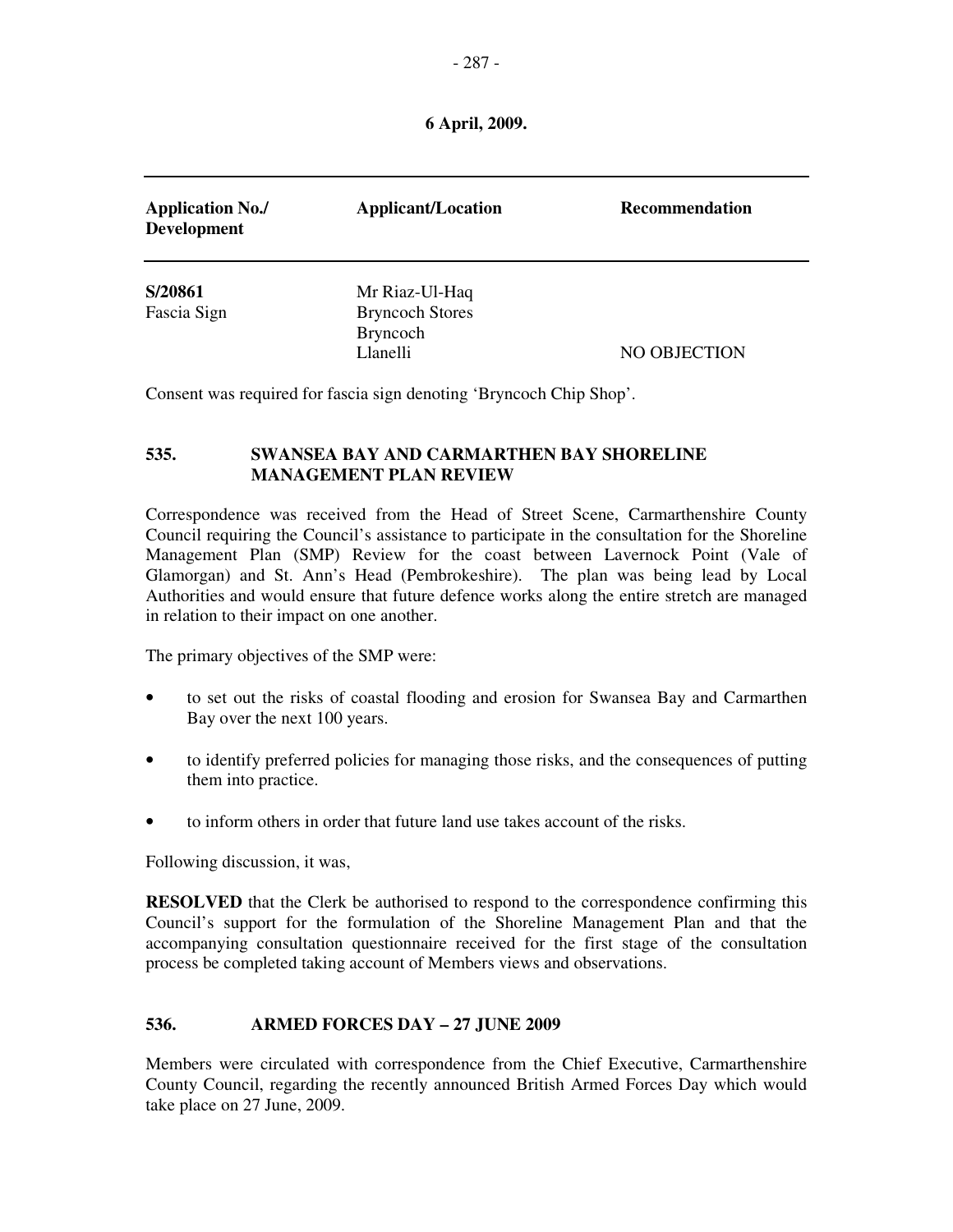**6 April, 2009.**

| Application No./ Development | Applicant/Location | Recommendation |
|---|---|---|
| **S/20861**<br>Fascia Sign | Mr Riaz-Ul-Haq<br>Bryncoch Stores<br>Bryncoch<br>Llanelli | NO OBJECTION |

Consent was required for fascia sign denoting 'Bryncoch Chip Shop'.

## 535. SWANSEA BAY AND CARMARTHEN BAY SHORELINE MANAGEMENT PLAN REVIEW

Correspondence was received from the Head of Street Scene, Carmarthenshire County Council requiring the Council's assistance to participate in the consultation for the Shoreline Management Plan (SMP) Review for the coast between Lavernock Point (Vale of Glamorgan) and St. Ann's Head (Pembrokeshire). The plan was being lead by Local Authorities and would ensure that future defence works along the entire stretch are managed in relation to their impact on one another.

The primary objectives of the SMP were:

- to set out the risks of coastal flooding and erosion for Swansea Bay and Carmarthen Bay over the next 100 years.
- to identify preferred policies for managing those risks, and the consequences of putting them into practice.
- to inform others in order that future land use takes account of the risks.

Following discussion, it was,

**RESOLVED** that the Clerk be authorised to respond to the correspondence confirming this Council's support for the formulation of the Shoreline Management Plan and that the accompanying consultation questionnaire received for the first stage of the consultation process be completed taking account of Members views and observations.

## 536. ARMED FORCES DAY – 27 JUNE 2009

Members were circulated with correspondence from the Chief Executive, Carmarthenshire County Council, regarding the recently announced British Armed Forces Day which would take place on 27 June, 2009.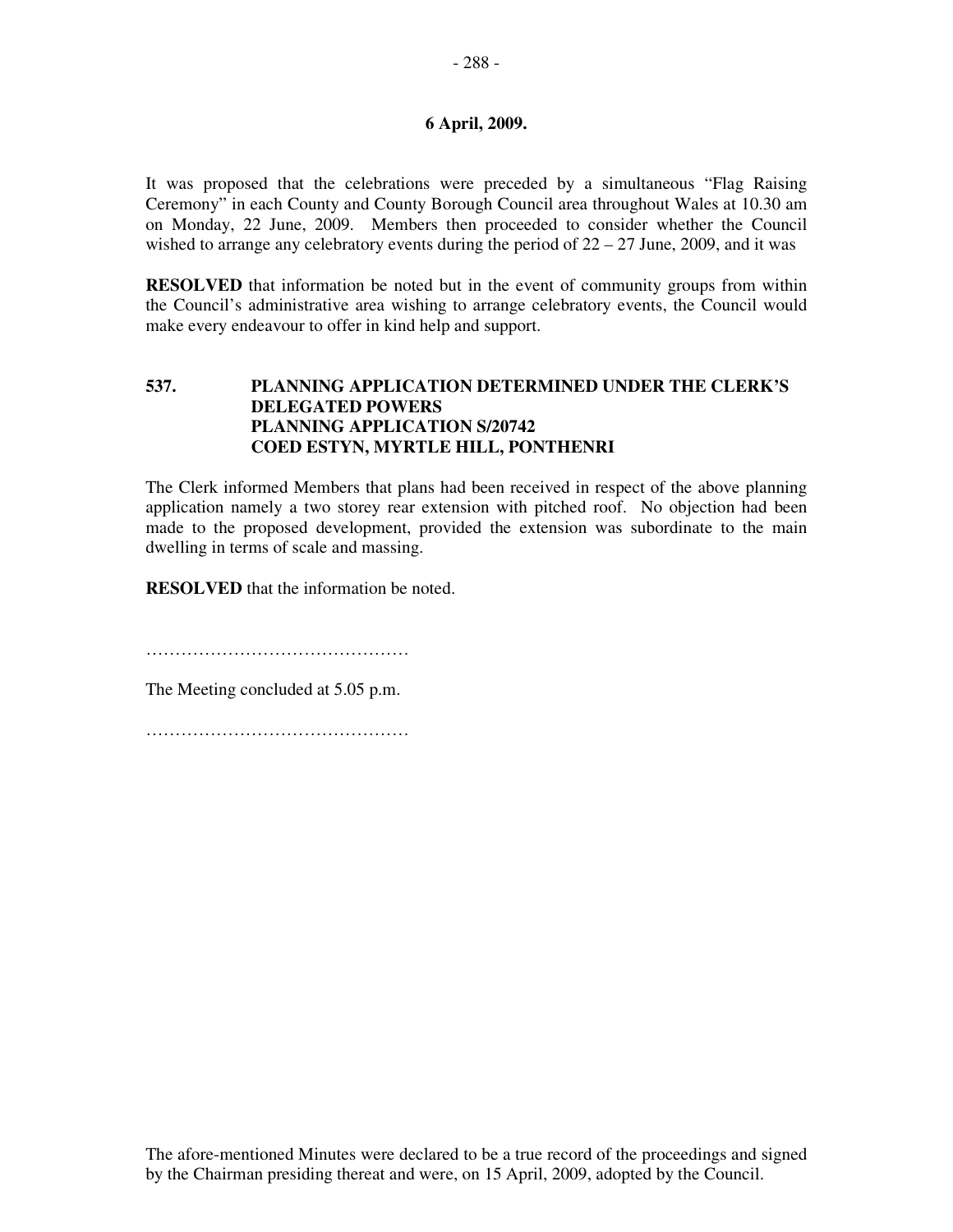**6 April, 2009.**

It was proposed that the celebrations were preceded by a simultaneous "Flag Raising Ceremony" in each County and County Borough Council area throughout Wales at 10.30 am on Monday, 22 June, 2009. Members then proceeded to consider whether the Council wished to arrange any celebratory events during the period of 22 – 27 June, 2009, and it was

**RESOLVED** that information be noted but in the event of community groups from within the Council's administrative area wishing to arrange celebratory events, the Council would make every endeavour to offer in kind help and support.

### 537. PLANNING APPLICATION DETERMINED UNDER THE CLERK'S DELEGATED POWERS PLANNING APPLICATION S/20742 COED ESTYN, MYRTLE HILL, PONTHENRI

The Clerk informed Members that plans had been received in respect of the above planning application namely a two storey rear extension with pitched roof. No objection had been made to the proposed development, provided the extension was subordinate to the main dwelling in terms of scale and massing.

**RESOLVED** that the information be noted.

………………………………………

The Meeting concluded at 5.05 p.m.

………………………………………

The afore-mentioned Minutes were declared to be a true record of the proceedings and signed by the Chairman presiding thereat and were, on 15 April, 2009, adopted by the Council.